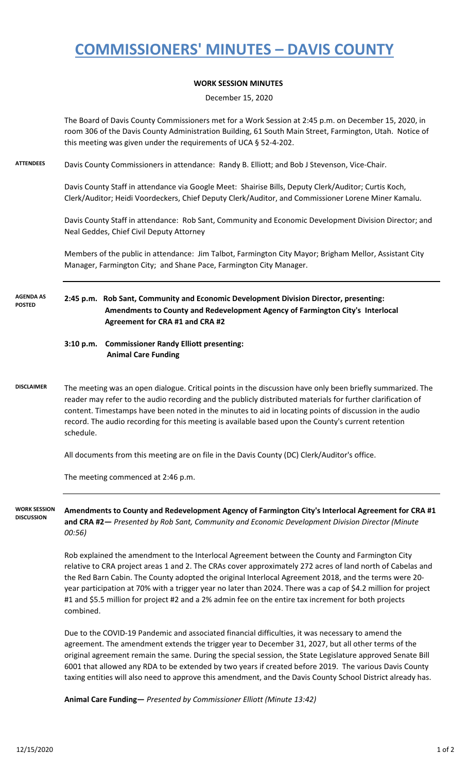# COMMISSIONERS' MINUTES – DAVIS COUNTY

## WORK SESSION MINUTES

December 15, 2020

The Board of Davis County Commissioners met for a Work Session at 2:45 p.m. on December 15, 2020, in room 306 of the Davis County Administration Building, 61 South Main Street, Farmington, Utah. Notice of this meeting was given under the requirements of UCA § 52-4-202.

**ATTENDEES**

Davis County Commissioners in attendance: Randy B. Elliott; and Bob J Stevenson, Vice-Chair.

Davis County Staff in attendance via Google Meet: Shairise Bills, Deputy Clerk/Auditor; Curtis Koch, Clerk/Auditor; Heidi Voordeckers, Chief Deputy Clerk/Auditor, and Commissioner Lorene Miner Kamalu.

Davis County Staff in attendance: Rob Sant, Community and Economic Development Division Director; and Neal Geddes, Chief Civil Deputy Attorney

Members of the public in attendance: Jim Talbot, Farmington City Mayor; Brigham Mellor, Assistant City Manager, Farmington City; and Shane Pace, Farmington City Manager.

**AGENDA AS POSTED**

**2:45 p.m. Rob Sant, Community and Economic Development Division Director, presenting: Amendments to County and Redevelopment Agency of Farmington City's Interlocal Agreement for CRA #1 and CRA #2**

**3:10 p.m. Commissioner Randy Elliott presenting: Animal Care Funding**

**DISCLAIMER**

The meeting was an open dialogue. Critical points in the discussion have only been briefly summarized. The reader may refer to the audio recording and the publicly distributed materials for further clarification of content. Timestamps have been noted in the minutes to aid in locating points of discussion in the audio record. The audio recording for this meeting is available based upon the County's current retention schedule.

All documents from this meeting are on file in the Davis County (DC) Clerk/Auditor's office.

The meeting commenced at 2:46 p.m.

**WORK SESSION DISCUSSION**

**Amendments to County and Redevelopment Agency of Farmington City's Interlocal Agreement for CRA #1 and CRA #2—** *Presented by Rob Sant, Community and Economic Development Division Director (Minute 00:56)*

Rob explained the amendment to the Interlocal Agreement between the County and Farmington City relative to CRA project areas 1 and 2. The CRAs cover approximately 272 acres of land north of Cabelas and the Red Barn Cabin. The County adopted the original Interlocal Agreement 2018, and the terms were 20-year participation at 70% with a trigger year no later than 2024. There was a cap of $4.2 million for project #1 and $5.5 million for project #2 and a 2% admin fee on the entire tax increment for both projects combined.

Due to the COVID-19 Pandemic and associated financial difficulties, it was necessary to amend the agreement. The amendment extends the trigger year to December 31, 2027, but all other terms of the original agreement remain the same. During the special session, the State Legislature approved Senate Bill 6001 that allowed any RDA to be extended by two years if created before 2019. The various Davis County taxing entities will also need to approve this amendment, and the Davis County School District already has.

**Animal Care Funding—** *Presented by Commissioner Elliott (Minute 13:42)*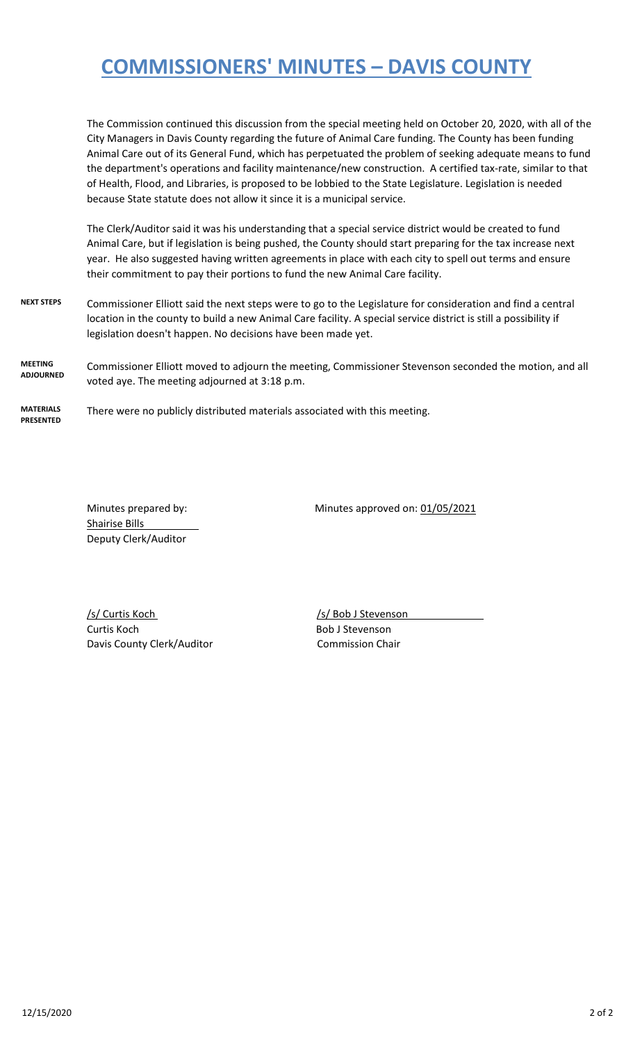# COMMISSIONERS' MINUTES – DAVIS COUNTY

The Commission continued this discussion from the special meeting held on October 20, 2020, with all of the City Managers in Davis County regarding the future of Animal Care funding. The County has been funding Animal Care out of its General Fund, which has perpetuated the problem of seeking adequate means to fund the department's operations and facility maintenance/new construction. A certified tax-rate, similar to that of Health, Flood, and Libraries, is proposed to be lobbied to the State Legislature. Legislation is needed because State statute does not allow it since it is a municipal service.

The Clerk/Auditor said it was his understanding that a special service district would be created to fund Animal Care, but if legislation is being pushed, the County should start preparing for the tax increase next year. He also suggested having written agreements in place with each city to spell out terms and ensure their commitment to pay their portions to fund the new Animal Care facility.

**NEXT STEPS** Commissioner Elliott said the next steps were to go to the Legislature for consideration and find a central location in the county to build a new Animal Care facility. A special service district is still a possibility if legislation doesn't happen. No decisions have been made yet.

**MEETING ADJOURNED** Commissioner Elliott moved to adjourn the meeting, Commissioner Stevenson seconded the motion, and all voted aye. The meeting adjourned at 3:18 p.m.

**MATERIALS PRESENTED** There were no publicly distributed materials associated with this meeting.

Minutes prepared by:
Shairise Bills
Deputy Clerk/Auditor

Minutes approved on: 01/05/2021

/s/ Curtis Koch
Curtis Koch
Davis County Clerk/Auditor

/s/ Bob J Stevenson
Bob J Stevenson
Commission Chair

12/15/2020